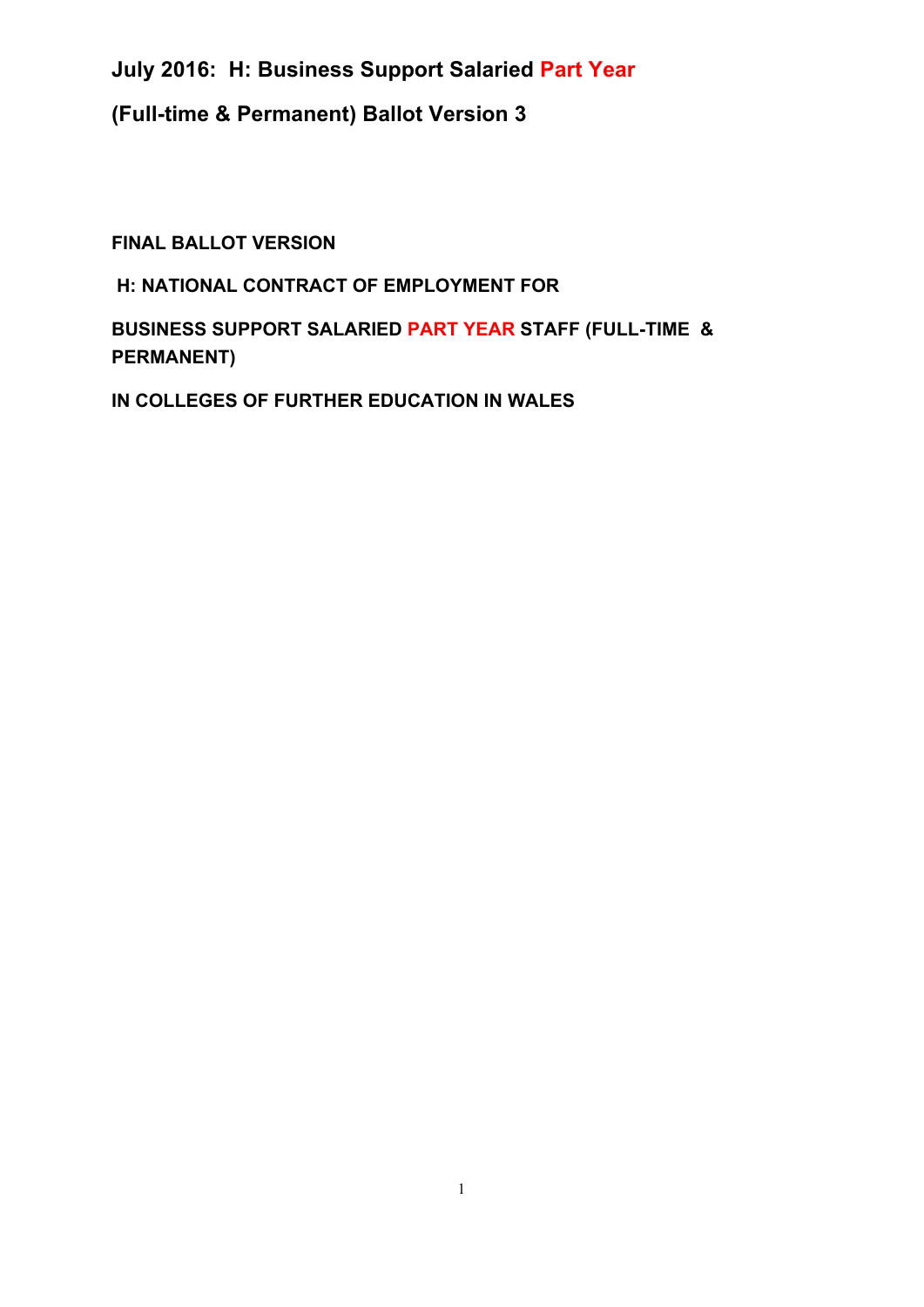# July 2016: H: Business Support Salaried Part Year

# (Full-time & Permanent) Ballot Version 3

**FINAL BALLOT VERSION**

**H: NATIONAL CONTRACT OF EMPLOYMENT FOR**

**BUSINESS SUPPORT SALARIED PART YEAR STAFF (FULL-TIME & PERMANENT)**

**IN COLLEGES OF FURTHER EDUCATION IN WALES**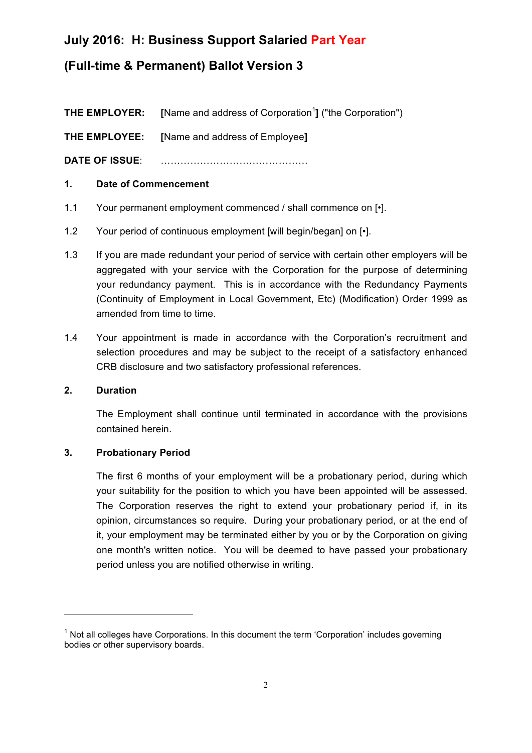# July 2016: H: Business Support Salaried Part Year

# (Full-time & Permanent) Ballot Version 3

**THE EMPLOYER:** **[**Name and address of Corporation[1]**]** ("the Corporation")

**THE EMPLOYEE:** **[**Name and address of Employee**]**

**DATE OF ISSUE**: ………………………………………

**1. Date of Commencement**

1.1 Your permanent employment commenced / shall commence on [•].

1.2 Your period of continuous employment [will begin/began] on [•].

1.3 If you are made redundant your period of service with certain other employers will be aggregated with your service with the Corporation for the purpose of determining your redundancy payment. This is in accordance with the Redundancy Payments (Continuity of Employment in Local Government, Etc) (Modification) Order 1999 as amended from time to time.

1.4 Your appointment is made in accordance with the Corporation's recruitment and selection procedures and may be subject to the receipt of a satisfactory enhanced CRB disclosure and two satisfactory professional references.

**2. Duration**

The Employment shall continue until terminated in accordance with the provisions contained herein.

**3. Probationary Period**

The first 6 months of your employment will be a probationary period, during which your suitability for the position to which you have been appointed will be assessed. The Corporation reserves the right to extend your probationary period if, in its opinion, circumstances so require. During your probationary period, or at the end of it, your employment may be terminated either by you or by the Corporation on giving one month's written notice. You will be deemed to have passed your probationary period unless you are notified otherwise in writing.

---

[1] Not all colleges have Corporations. In this document the term 'Corporation' includes governing bodies or other supervisory boards.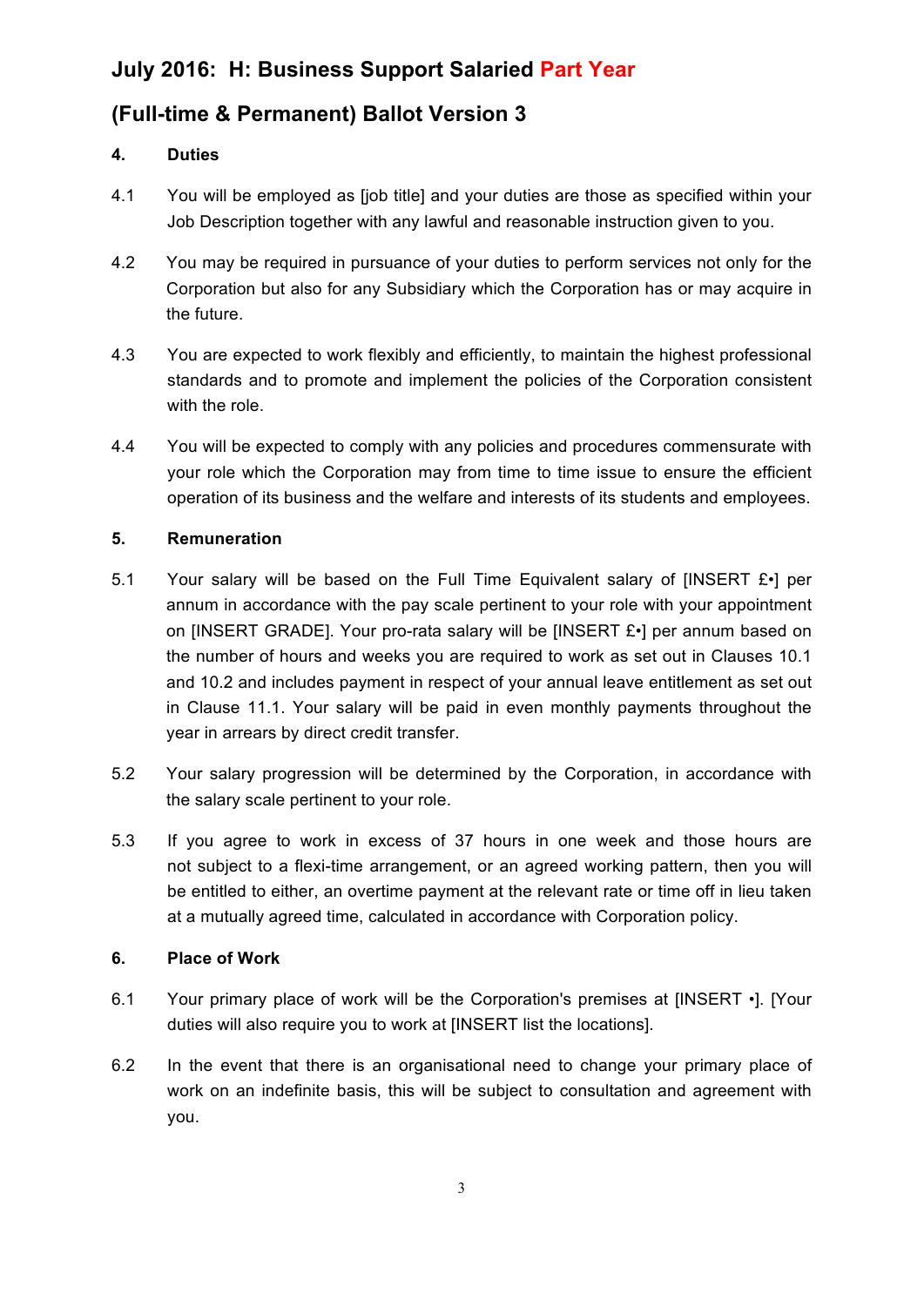## July 2016: H: Business Support Salaried Part Year

## (Full-time & Permanent) Ballot Version 3

### 4. Duties

4.1 You will be employed as [job title] and your duties are those as specified within your Job Description together with any lawful and reasonable instruction given to you.

4.2 You may be required in pursuance of your duties to perform services not only for the Corporation but also for any Subsidiary which the Corporation has or may acquire in the future.

4.3 You are expected to work flexibly and efficiently, to maintain the highest professional standards and to promote and implement the policies of the Corporation consistent with the role.

4.4 You will be expected to comply with any policies and procedures commensurate with your role which the Corporation may from time to time issue to ensure the efficient operation of its business and the welfare and interests of its students and employees.

### 5. Remuneration

5.1 Your salary will be based on the Full Time Equivalent salary of [INSERT £•] per annum in accordance with the pay scale pertinent to your role with your appointment on [INSERT GRADE]. Your pro-rata salary will be [INSERT £•] per annum based on the number of hours and weeks you are required to work as set out in Clauses 10.1 and 10.2 and includes payment in respect of your annual leave entitlement as set out in Clause 11.1. Your salary will be paid in even monthly payments throughout the year in arrears by direct credit transfer.

5.2 Your salary progression will be determined by the Corporation, in accordance with the salary scale pertinent to your role.

5.3 If you agree to work in excess of 37 hours in one week and those hours are not subject to a flexi-time arrangement, or an agreed working pattern, then you will be entitled to either, an overtime payment at the relevant rate or time off in lieu taken at a mutually agreed time, calculated in accordance with Corporation policy.

### 6. Place of Work

6.1 Your primary place of work will be the Corporation's premises at [INSERT •]. [Your duties will also require you to work at [INSERT list the locations].

6.2 In the event that there is an organisational need to change your primary place of work on an indefinite basis, this will be subject to consultation and agreement with you.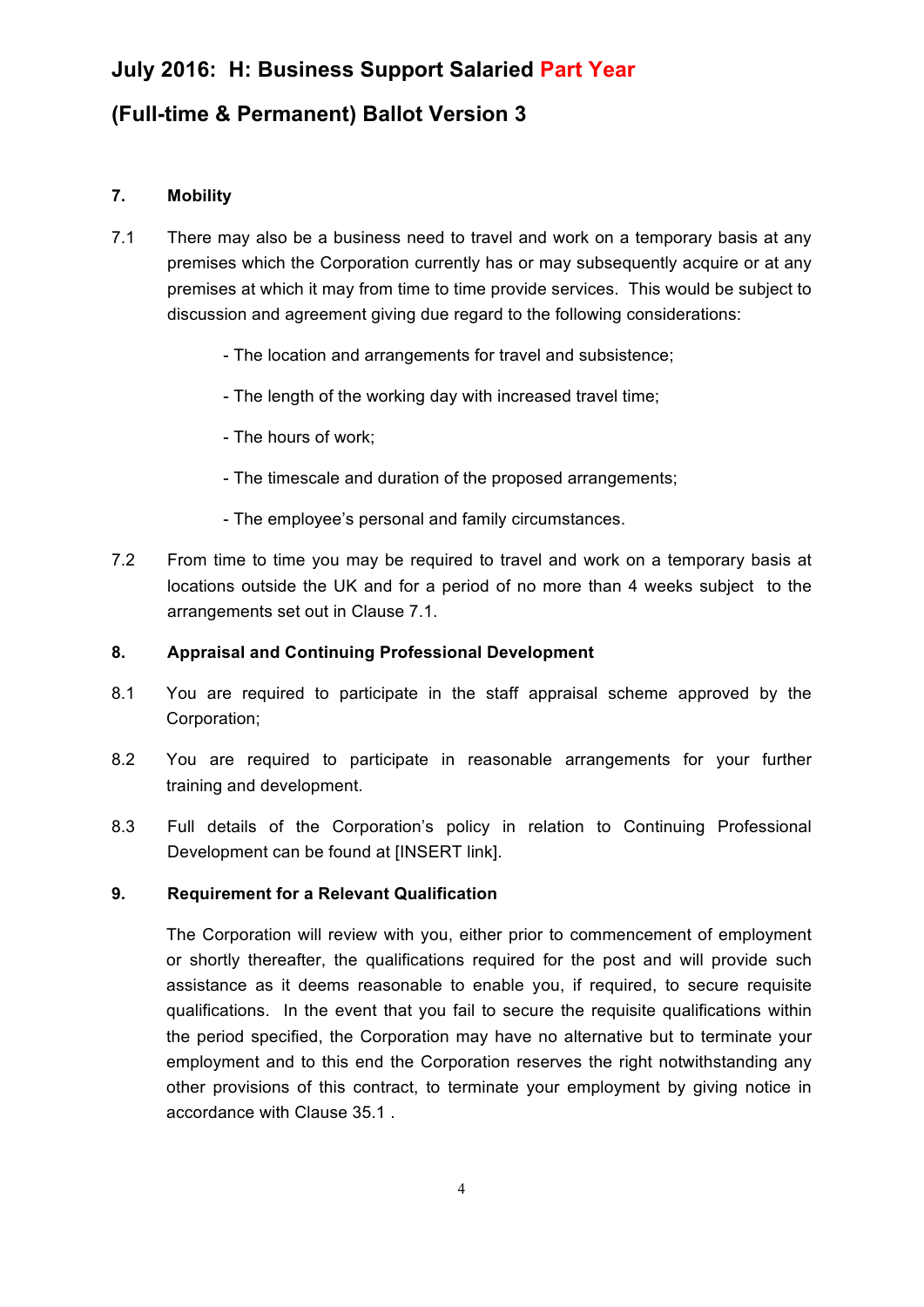# July 2016: H: Business Support Salaried Part Year

# (Full-time & Permanent) Ballot Version 3

### 7. Mobility

7.1 There may also be a business need to travel and work on a temporary basis at any premises which the Corporation currently has or may subsequently acquire or at any premises at which it may from time to time provide services. This would be subject to discussion and agreement giving due regard to the following considerations:

- The location and arrangements for travel and subsistence;
- The length of the working day with increased travel time;
- The hours of work;
- The timescale and duration of the proposed arrangements;
- The employee's personal and family circumstances.

7.2 From time to time you may be required to travel and work on a temporary basis at locations outside the UK and for a period of no more than 4 weeks subject to the arrangements set out in Clause 7.1.

### 8. Appraisal and Continuing Professional Development

8.1 You are required to participate in the staff appraisal scheme approved by the Corporation;

8.2 You are required to participate in reasonable arrangements for your further training and development.

8.3 Full details of the Corporation's policy in relation to Continuing Professional Development can be found at [INSERT link].

### 9. Requirement for a Relevant Qualification

The Corporation will review with you, either prior to commencement of employment or shortly thereafter, the qualifications required for the post and will provide such assistance as it deems reasonable to enable you, if required, to secure requisite qualifications. In the event that you fail to secure the requisite qualifications within the period specified, the Corporation may have no alternative but to terminate your employment and to this end the Corporation reserves the right notwithstanding any other provisions of this contract, to terminate your employment by giving notice in accordance with Clause 35.1 .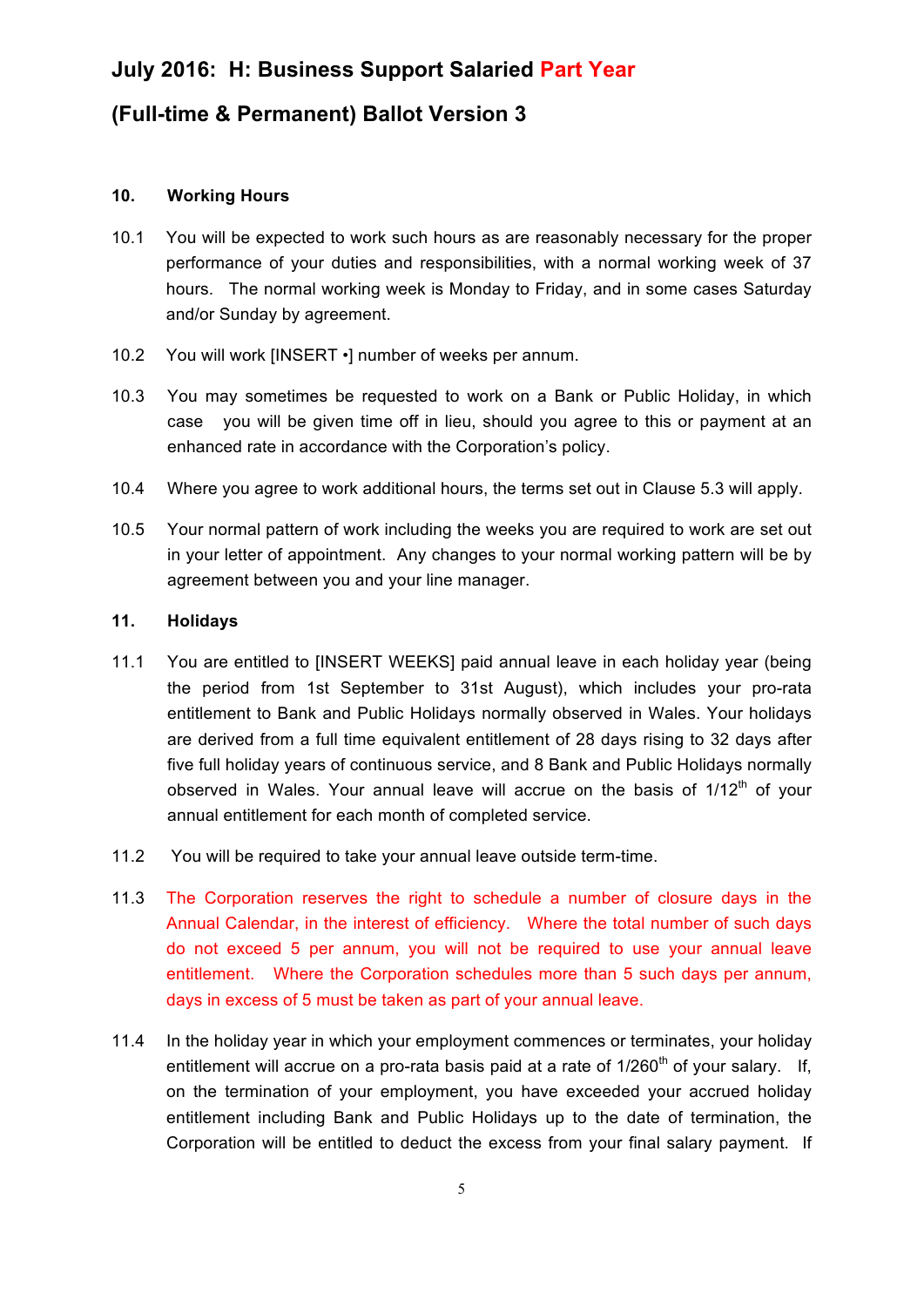# July 2016: H: Business Support Salaried Part Year

# (Full-time & Permanent) Ballot Version 3

**10. Working Hours**

10.1 You will be expected to work such hours as are reasonably necessary for the proper performance of your duties and responsibilities, with a normal working week of 37 hours. The normal working week is Monday to Friday, and in some cases Saturday and/or Sunday by agreement.

10.2 You will work [INSERT •] number of weeks per annum.

10.3 You may sometimes be requested to work on a Bank or Public Holiday, in which case you will be given time off in lieu, should you agree to this or payment at an enhanced rate in accordance with the Corporation's policy.

10.4 Where you agree to work additional hours, the terms set out in Clause 5.3 will apply.

10.5 Your normal pattern of work including the weeks you are required to work are set out in your letter of appointment. Any changes to your normal working pattern will be by agreement between you and your line manager.

**11. Holidays**

11.1 You are entitled to [INSERT WEEKS] paid annual leave in each holiday year (being the period from 1st September to 31st August), which includes your pro-rata entitlement to Bank and Public Holidays normally observed in Wales. Your holidays are derived from a full time equivalent entitlement of 28 days rising to 32 days after five full holiday years of continuous service, and 8 Bank and Public Holidays normally observed in Wales. Your annual leave will accrue on the basis of 1/12th of your annual entitlement for each month of completed service.

11.2 You will be required to take your annual leave outside term-time.

11.3 The Corporation reserves the right to schedule a number of closure days in the Annual Calendar, in the interest of efficiency. Where the total number of such days do not exceed 5 per annum, you will not be required to use your annual leave entitlement. Where the Corporation schedules more than 5 such days per annum, days in excess of 5 must be taken as part of your annual leave.

11.4 In the holiday year in which your employment commences or terminates, your holiday entitlement will accrue on a pro-rata basis paid at a rate of 1/260th of your salary. If, on the termination of your employment, you have exceeded your accrued holiday entitlement including Bank and Public Holidays up to the date of termination, the Corporation will be entitled to deduct the excess from your final salary payment. If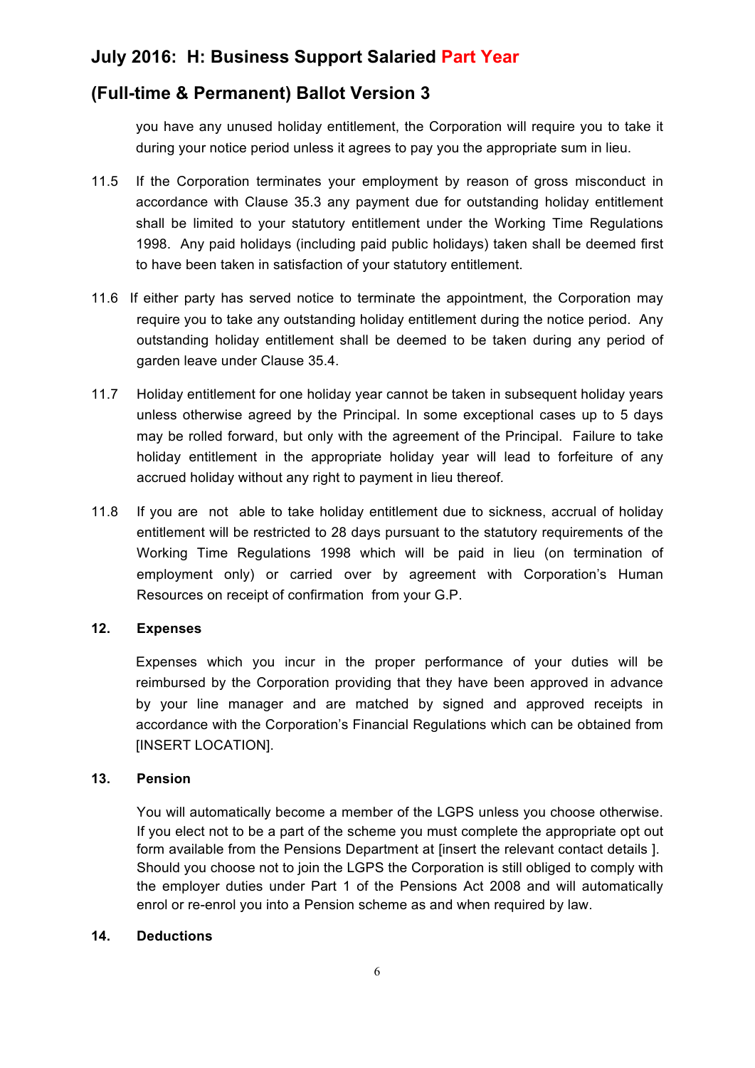you have any unused holiday entitlement, the Corporation will require you to take it during your notice period unless it agrees to pay you the appropriate sum in lieu.

11.5 If the Corporation terminates your employment by reason of gross misconduct in accordance with Clause 35.3 any payment due for outstanding holiday entitlement shall be limited to your statutory entitlement under the Working Time Regulations 1998. Any paid holidays (including paid public holidays) taken shall be deemed first to have been taken in satisfaction of your statutory entitlement.

11.6 If either party has served notice to terminate the appointment, the Corporation may require you to take any outstanding holiday entitlement during the notice period. Any outstanding holiday entitlement shall be deemed to be taken during any period of garden leave under Clause 35.4.

11.7 Holiday entitlement for one holiday year cannot be taken in subsequent holiday years unless otherwise agreed by the Principal. In some exceptional cases up to 5 days may be rolled forward, but only with the agreement of the Principal. Failure to take holiday entitlement in the appropriate holiday year will lead to forfeiture of any accrued holiday without any right to payment in lieu thereof.

11.8 If you are not able to take holiday entitlement due to sickness, accrual of holiday entitlement will be restricted to 28 days pursuant to the statutory requirements of the Working Time Regulations 1998 which will be paid in lieu (on termination of employment only) or carried over by agreement with Corporation's Human Resources on receipt of confirmation from your G.P.

## 12. Expenses

Expenses which you incur in the proper performance of your duties will be reimbursed by the Corporation providing that they have been approved in advance by your line manager and are matched by signed and approved receipts in accordance with the Corporation's Financial Regulations which can be obtained from [INSERT LOCATION].

## 13. Pension

You will automatically become a member of the LGPS unless you choose otherwise. If you elect not to be a part of the scheme you must complete the appropriate opt out form available from the Pensions Department at [insert the relevant contact details ]. Should you choose not to join the LGPS the Corporation is still obliged to comply with the employer duties under Part 1 of the Pensions Act 2008 and will automatically enrol or re-enrol you into a Pension scheme as and when required by law.

## 14. Deductions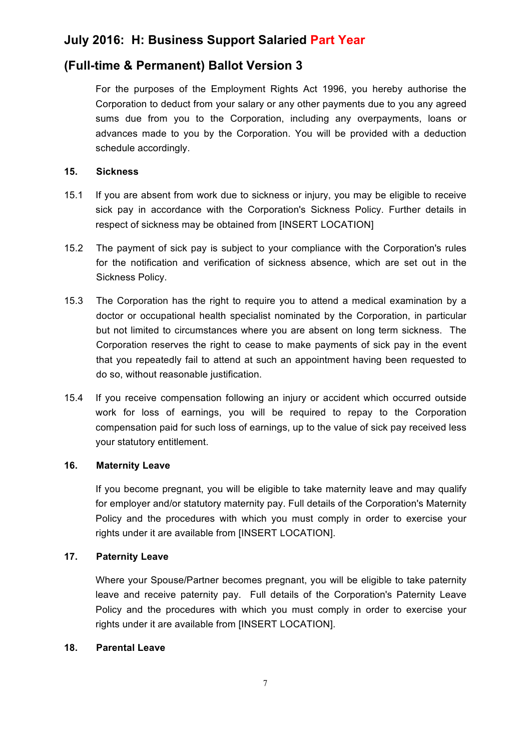For the purposes of the Employment Rights Act 1996, you hereby authorise the Corporation to deduct from your salary or any other payments due to you any agreed sums due from you to the Corporation, including any overpayments, loans or advances made to you by the Corporation. You will be provided with a deduction schedule accordingly.

**15. Sickness**

15.1 If you are absent from work due to sickness or injury, you may be eligible to receive sick pay in accordance with the Corporation's Sickness Policy. Further details in respect of sickness may be obtained from [INSERT LOCATION]

15.2 The payment of sick pay is subject to your compliance with the Corporation's rules for the notification and verification of sickness absence, which are set out in the Sickness Policy.

15.3 The Corporation has the right to require you to attend a medical examination by a doctor or occupational health specialist nominated by the Corporation, in particular but not limited to circumstances where you are absent on long term sickness. The Corporation reserves the right to cease to make payments of sick pay in the event that you repeatedly fail to attend at such an appointment having been requested to do so, without reasonable justification.

15.4 If you receive compensation following an injury or accident which occurred outside work for loss of earnings, you will be required to repay to the Corporation compensation paid for such loss of earnings, up to the value of sick pay received less your statutory entitlement.

**16. Maternity Leave**

If you become pregnant, you will be eligible to take maternity leave and may qualify for employer and/or statutory maternity pay. Full details of the Corporation's Maternity Policy and the procedures with which you must comply in order to exercise your rights under it are available from [INSERT LOCATION].

**17. Paternity Leave**

Where your Spouse/Partner becomes pregnant, you will be eligible to take paternity leave and receive paternity pay. Full details of the Corporation's Paternity Leave Policy and the procedures with which you must comply in order to exercise your rights under it are available from [INSERT LOCATION].

**18. Parental Leave**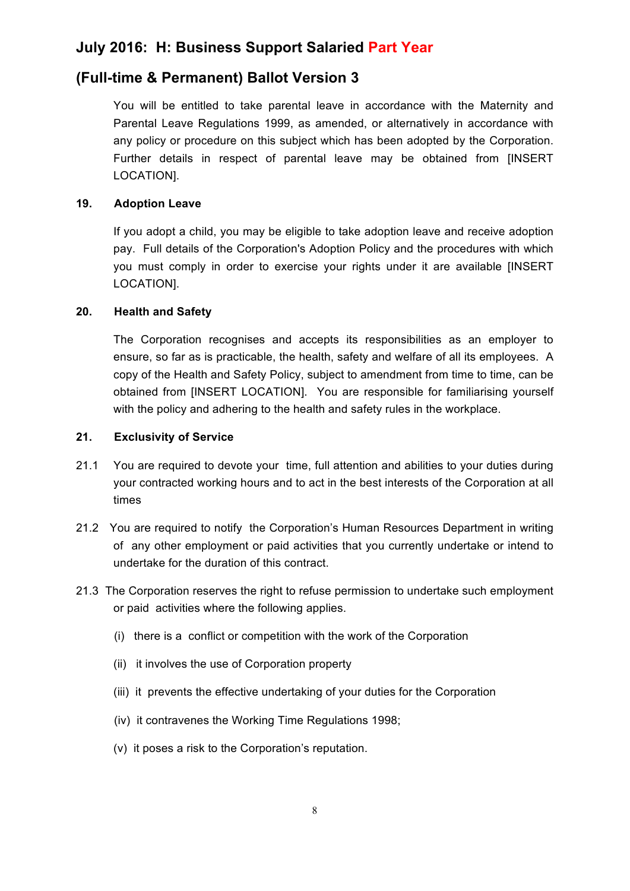## July 2016: H: Business Support Salaried Part Year

## (Full-time & Permanent) Ballot Version 3

You will be entitled to take parental leave in accordance with the Maternity and Parental Leave Regulations 1999, as amended, or alternatively in accordance with any policy or procedure on this subject which has been adopted by the Corporation. Further details in respect of parental leave may be obtained from [INSERT LOCATION].

**19. Adoption Leave**

If you adopt a child, you may be eligible to take adoption leave and receive adoption pay. Full details of the Corporation's Adoption Policy and the procedures with which you must comply in order to exercise your rights under it are available [INSERT LOCATION].

**20. Health and Safety**

The Corporation recognises and accepts its responsibilities as an employer to ensure, so far as is practicable, the health, safety and welfare of all its employees. A copy of the Health and Safety Policy, subject to amendment from time to time, can be obtained from [INSERT LOCATION]. You are responsible for familiarising yourself with the policy and adhering to the health and safety rules in the workplace.

**21. Exclusivity of Service**

21.1 You are required to devote your time, full attention and abilities to your duties during your contracted working hours and to act in the best interests of the Corporation at all times

21.2 You are required to notify the Corporation's Human Resources Department in writing of any other employment or paid activities that you currently undertake or intend to undertake for the duration of this contract.

21.3 The Corporation reserves the right to refuse permission to undertake such employment or paid activities where the following applies.

(i) there is a conflict or competition with the work of the Corporation

(ii) it involves the use of Corporation property

(iii) it prevents the effective undertaking of your duties for the Corporation

(iv) it contravenes the Working Time Regulations 1998;

(v) it poses a risk to the Corporation's reputation.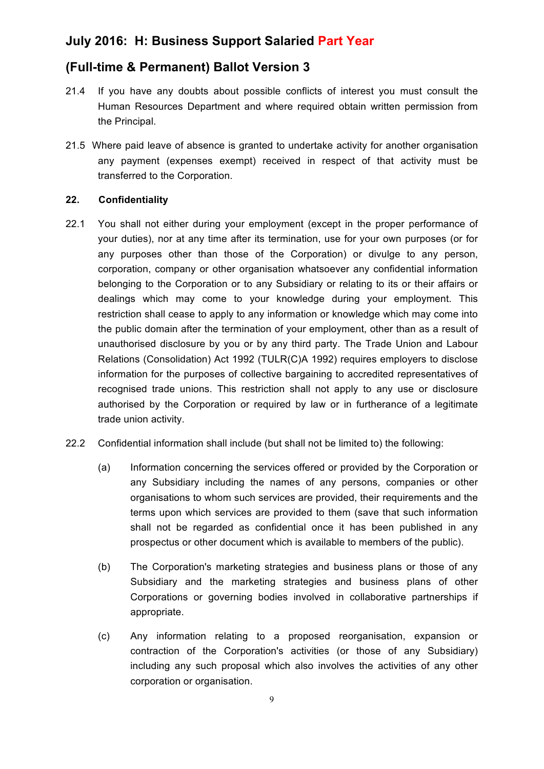21.4 If you have any doubts about possible conflicts of interest you must consult the Human Resources Department and where required obtain written permission from the Principal.

21.5 Where paid leave of absence is granted to undertake activity for another organisation any payment (expenses exempt) received in respect of that activity must be transferred to the Corporation.

**22. Confidentiality**

22.1 You shall not either during your employment (except in the proper performance of your duties), nor at any time after its termination, use for your own purposes (or for any purposes other than those of the Corporation) or divulge to any person, corporation, company or other organisation whatsoever any confidential information belonging to the Corporation or to any Subsidiary or relating to its or their affairs or dealings which may come to your knowledge during your employment. This restriction shall cease to apply to any information or knowledge which may come into the public domain after the termination of your employment, other than as a result of unauthorised disclosure by you or by any third party. The Trade Union and Labour Relations (Consolidation) Act 1992 (TULR(C)A 1992) requires employers to disclose information for the purposes of collective bargaining to accredited representatives of recognised trade unions. This restriction shall not apply to any use or disclosure authorised by the Corporation or required by law or in furtherance of a legitimate trade union activity.

22.2 Confidential information shall include (but shall not be limited to) the following:

(a) Information concerning the services offered or provided by the Corporation or any Subsidiary including the names of any persons, companies or other organisations to whom such services are provided, their requirements and the terms upon which services are provided to them (save that such information shall not be regarded as confidential once it has been published in any prospectus or other document which is available to members of the public).

(b) The Corporation's marketing strategies and business plans or those of any Subsidiary and the marketing strategies and business plans of other Corporations or governing bodies involved in collaborative partnerships if appropriate.

(c) Any information relating to a proposed reorganisation, expansion or contraction of the Corporation's activities (or those of any Subsidiary) including any such proposal which also involves the activities of any other corporation or organisation.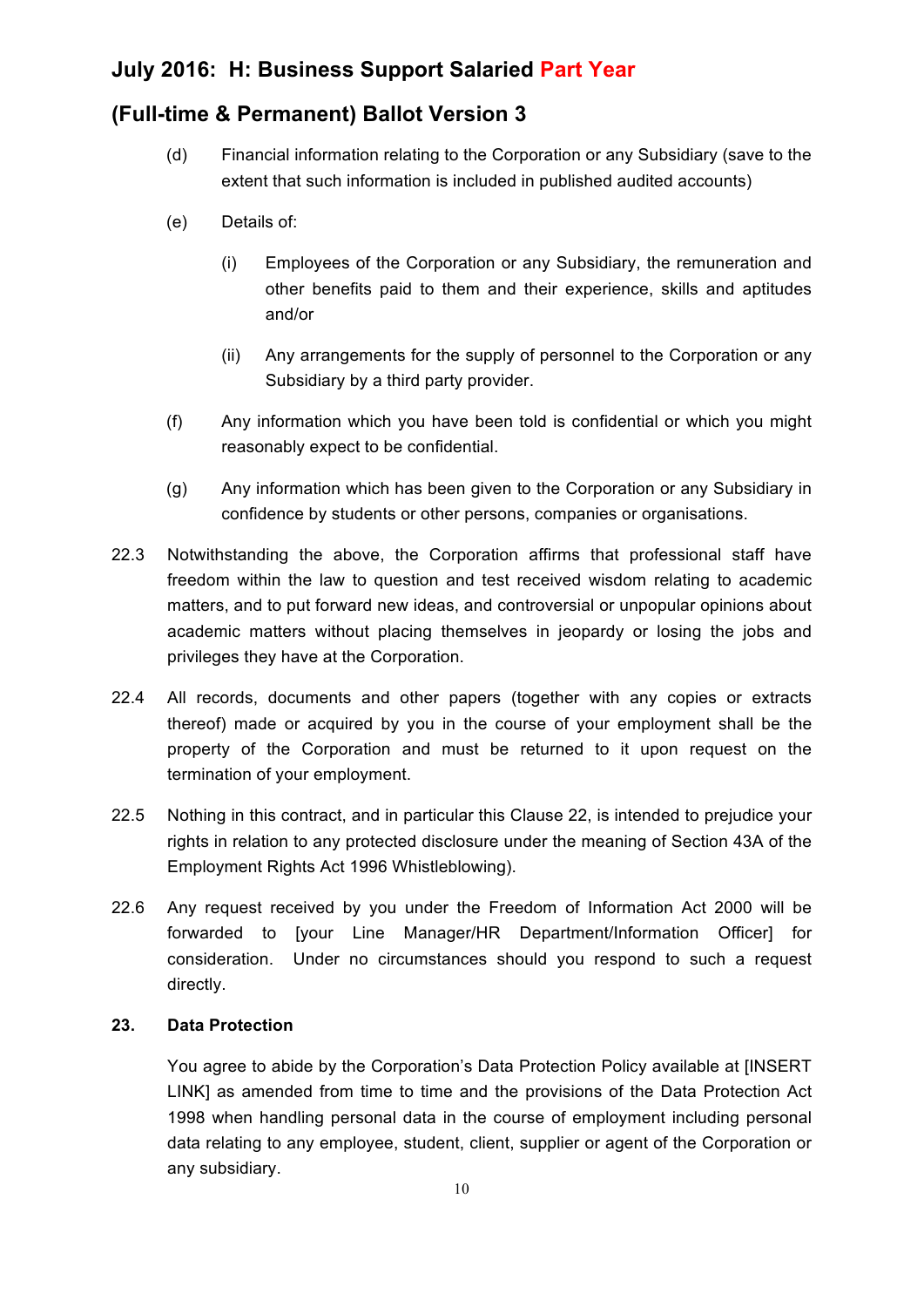(d) Financial information relating to the Corporation or any Subsidiary (save to the extent that such information is included in published audited accounts)

(e) Details of:

(i) Employees of the Corporation or any Subsidiary, the remuneration and other benefits paid to them and their experience, skills and aptitudes and/or

(ii) Any arrangements for the supply of personnel to the Corporation or any Subsidiary by a third party provider.

(f) Any information which you have been told is confidential or which you might reasonably expect to be confidential.

(g) Any information which has been given to the Corporation or any Subsidiary in confidence by students or other persons, companies or organisations.

22.3 Notwithstanding the above, the Corporation affirms that professional staff have freedom within the law to question and test received wisdom relating to academic matters, and to put forward new ideas, and controversial or unpopular opinions about academic matters without placing themselves in jeopardy or losing the jobs and privileges they have at the Corporation.

22.4 All records, documents and other papers (together with any copies or extracts thereof) made or acquired by you in the course of your employment shall be the property of the Corporation and must be returned to it upon request on the termination of your employment.

22.5 Nothing in this contract, and in particular this Clause 22, is intended to prejudice your rights in relation to any protected disclosure under the meaning of Section 43A of the Employment Rights Act 1996 Whistleblowing).

22.6 Any request received by you under the Freedom of Information Act 2000 will be forwarded to [your Line Manager/HR Department/Information Officer] for consideration. Under no circumstances should you respond to such a request directly.

**23. Data Protection**

You agree to abide by the Corporation's Data Protection Policy available at [INSERT LINK] as amended from time to time and the provisions of the Data Protection Act 1998 when handling personal data in the course of employment including personal data relating to any employee, student, client, supplier or agent of the Corporation or any subsidiary.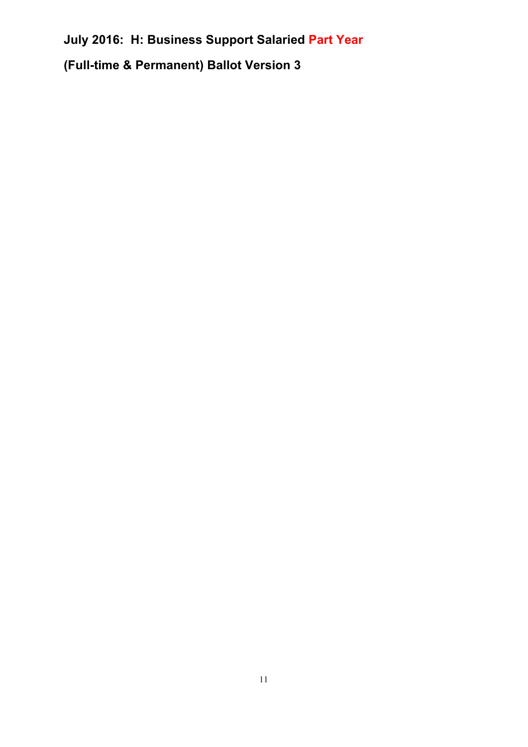**July 2016: H: Business Support Salaried Part Year**

**(Full-time & Permanent) Ballot Version 3**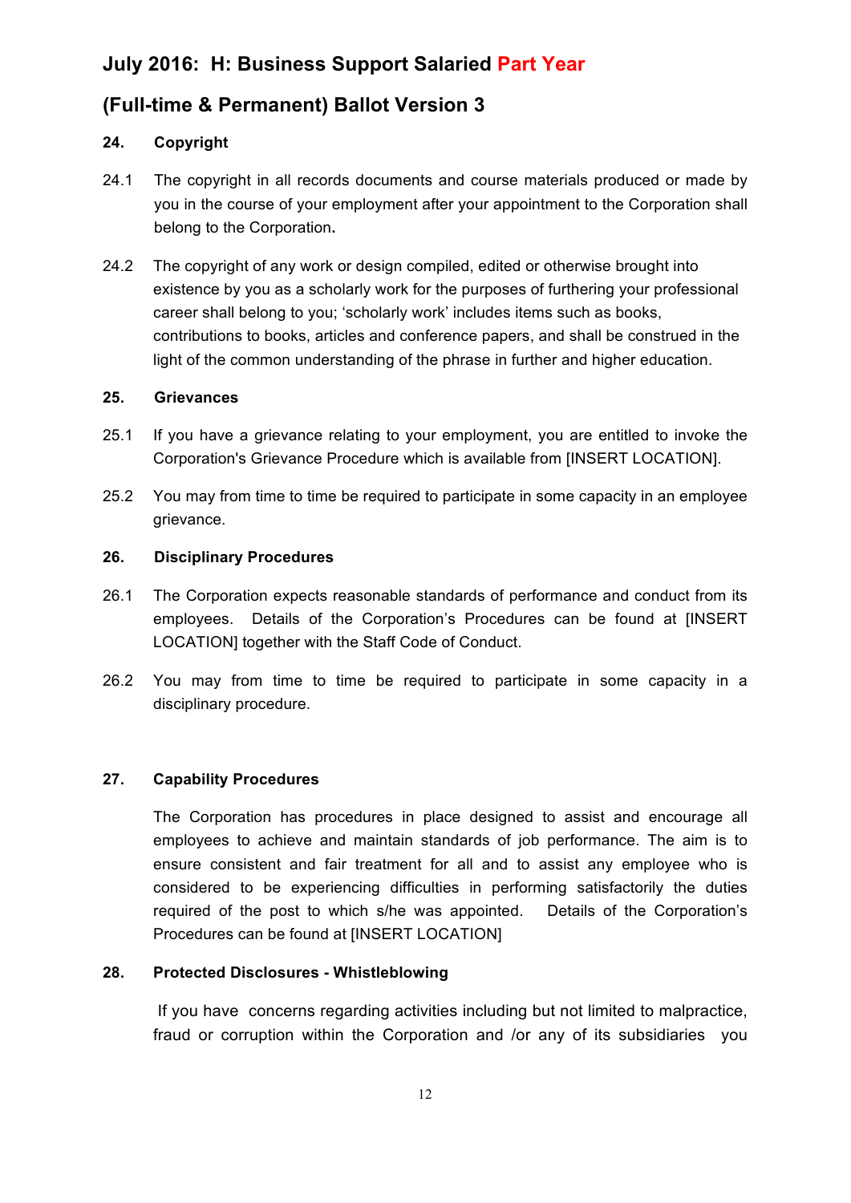# July 2016: H: Business Support Salaried Part Year

# (Full-time & Permanent) Ballot Version 3

### 24. Copyright

24.1 The copyright in all records documents and course materials produced or made by you in the course of your employment after your appointment to the Corporation shall belong to the Corporation**.**

24.2 The copyright of any work or design compiled, edited or otherwise brought into existence by you as a scholarly work for the purposes of furthering your professional career shall belong to you; 'scholarly work' includes items such as books, contributions to books, articles and conference papers, and shall be construed in the light of the common understanding of the phrase in further and higher education.

### 25. Grievances

25.1 If you have a grievance relating to your employment, you are entitled to invoke the Corporation's Grievance Procedure which is available from [INSERT LOCATION].

25.2 You may from time to time be required to participate in some capacity in an employee grievance.

### 26. Disciplinary Procedures

26.1 The Corporation expects reasonable standards of performance and conduct from its employees. Details of the Corporation's Procedures can be found at [INSERT LOCATION] together with the Staff Code of Conduct.

26.2 You may from time to time be required to participate in some capacity in a disciplinary procedure.

### 27. Capability Procedures

The Corporation has procedures in place designed to assist and encourage all employees to achieve and maintain standards of job performance. The aim is to ensure consistent and fair treatment for all and to assist any employee who is considered to be experiencing difficulties in performing satisfactorily the duties required of the post to which s/he was appointed. Details of the Corporation's Procedures can be found at [INSERT LOCATION]

### 28. Protected Disclosures - Whistleblowing

If you have concerns regarding activities including but not limited to malpractice, fraud or corruption within the Corporation and /or any of its subsidiaries you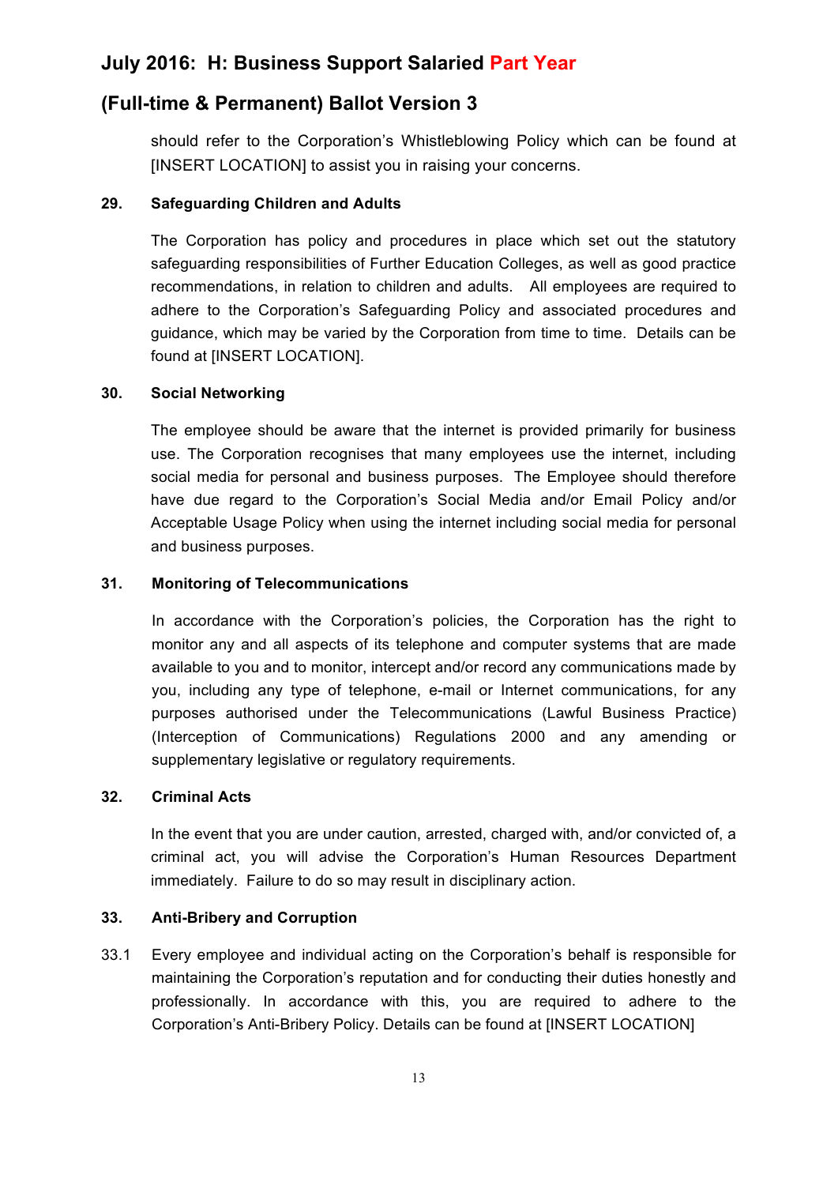should refer to the Corporation's Whistleblowing Policy which can be found at [INSERT LOCATION] to assist you in raising your concerns.

**29. Safeguarding Children and Adults**

The Corporation has policy and procedures in place which set out the statutory safeguarding responsibilities of Further Education Colleges, as well as good practice recommendations, in relation to children and adults. All employees are required to adhere to the Corporation's Safeguarding Policy and associated procedures and guidance, which may be varied by the Corporation from time to time. Details can be found at [INSERT LOCATION].

**30. Social Networking**

The employee should be aware that the internet is provided primarily for business use. The Corporation recognises that many employees use the internet, including social media for personal and business purposes. The Employee should therefore have due regard to the Corporation's Social Media and/or Email Policy and/or Acceptable Usage Policy when using the internet including social media for personal and business purposes.

**31. Monitoring of Telecommunications**

In accordance with the Corporation's policies, the Corporation has the right to monitor any and all aspects of its telephone and computer systems that are made available to you and to monitor, intercept and/or record any communications made by you, including any type of telephone, e-mail or Internet communications, for any purposes authorised under the Telecommunications (Lawful Business Practice) (Interception of Communications) Regulations 2000 and any amending or supplementary legislative or regulatory requirements.

**32. Criminal Acts**

In the event that you are under caution, arrested, charged with, and/or convicted of, a criminal act, you will advise the Corporation's Human Resources Department immediately. Failure to do so may result in disciplinary action.

**33. Anti-Bribery and Corruption**

33.1 Every employee and individual acting on the Corporation's behalf is responsible for maintaining the Corporation's reputation and for conducting their duties honestly and professionally. In accordance with this, you are required to adhere to the Corporation's Anti-Bribery Policy. Details can be found at [INSERT LOCATION]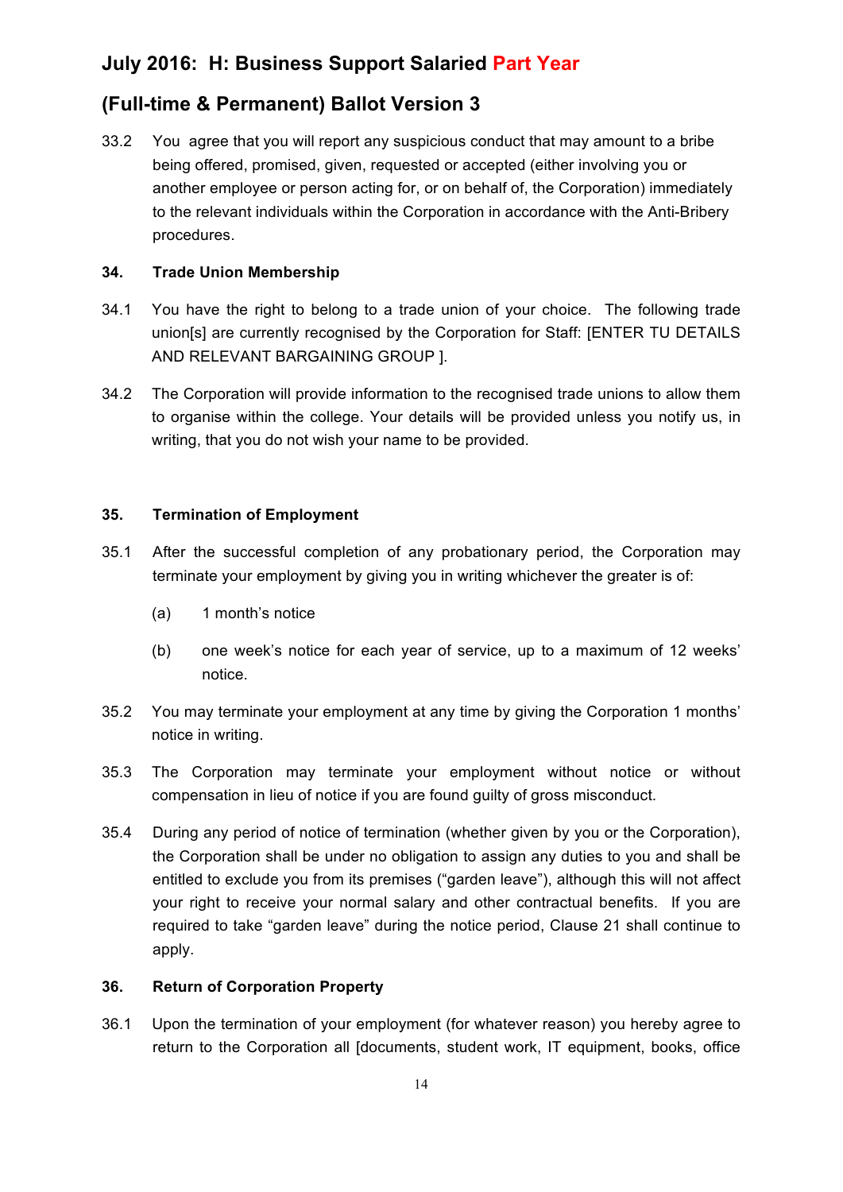33.2 You agree that you will report any suspicious conduct that may amount to a bribe being offered, promised, given, requested or accepted (either involving you or another employee or person acting for, or on behalf of, the Corporation) immediately to the relevant individuals within the Corporation in accordance with the Anti-Bribery procedures.

**34. Trade Union Membership**

34.1 You have the right to belong to a trade union of your choice. The following trade union[s] are currently recognised by the Corporation for Staff: [ENTER TU DETAILS AND RELEVANT BARGAINING GROUP ].

34.2 The Corporation will provide information to the recognised trade unions to allow them to organise within the college. Your details will be provided unless you notify us, in writing, that you do not wish your name to be provided.

**35. Termination of Employment**

35.1 After the successful completion of any probationary period, the Corporation may terminate your employment by giving you in writing whichever the greater is of:

(a) 1 month's notice

(b) one week's notice for each year of service, up to a maximum of 12 weeks' notice.

35.2 You may terminate your employment at any time by giving the Corporation 1 months' notice in writing.

35.3 The Corporation may terminate your employment without notice or without compensation in lieu of notice if you are found guilty of gross misconduct.

35.4 During any period of notice of termination (whether given by you or the Corporation), the Corporation shall be under no obligation to assign any duties to you and shall be entitled to exclude you from its premises ("garden leave"), although this will not affect your right to receive your normal salary and other contractual benefits. If you are required to take "garden leave" during the notice period, Clause 21 shall continue to apply.

**36. Return of Corporation Property**

36.1 Upon the termination of your employment (for whatever reason) you hereby agree to return to the Corporation all [documents, student work, IT equipment, books, office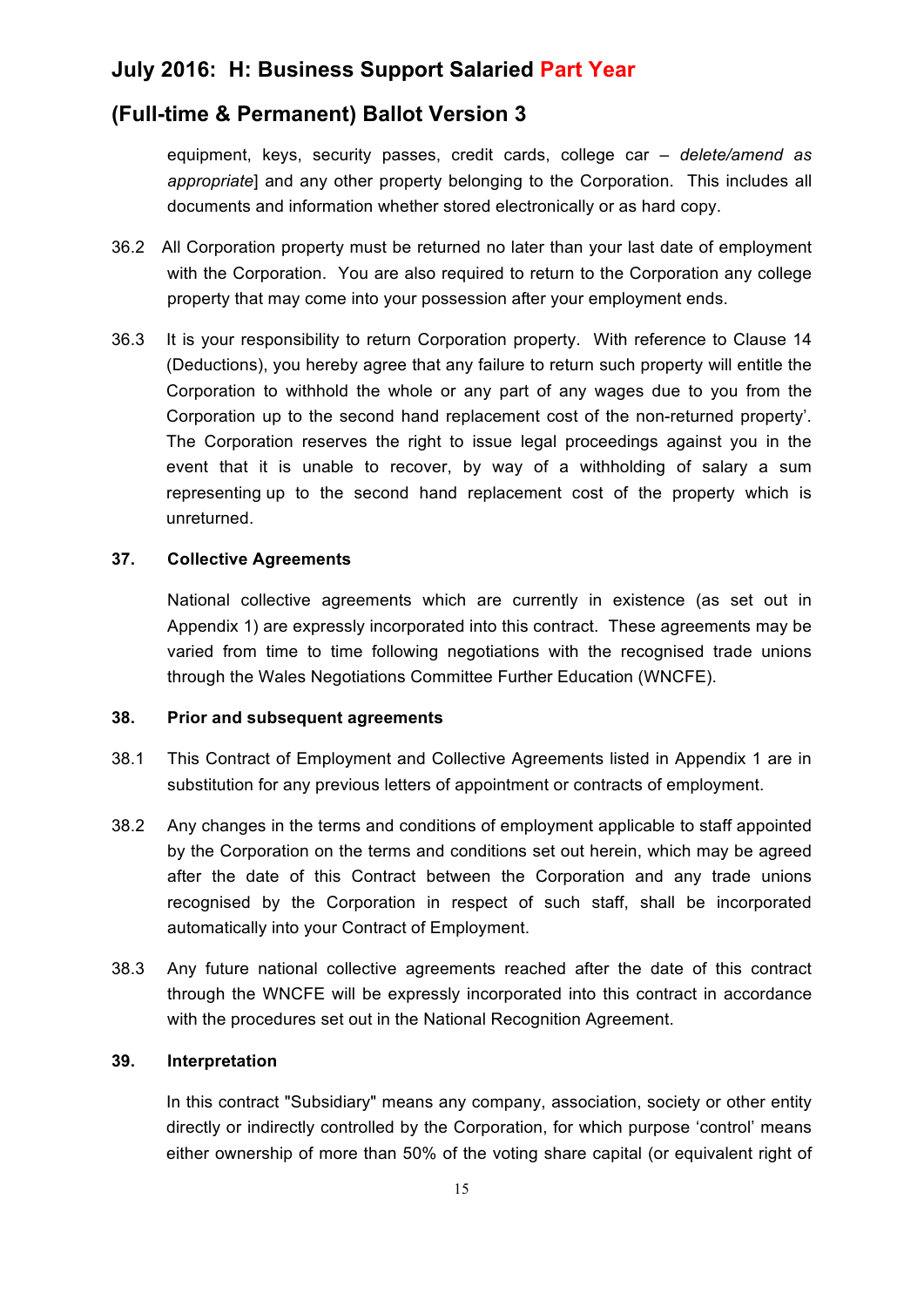equipment, keys, security passes, credit cards, college car – *delete/amend as appropriate*] and any other property belonging to the Corporation. This includes all documents and information whether stored electronically or as hard copy.

36.2 All Corporation property must be returned no later than your last date of employment with the Corporation. You are also required to return to the Corporation any college property that may come into your possession after your employment ends.

36.3 It is your responsibility to return Corporation property. With reference to Clause 14 (Deductions), you hereby agree that any failure to return such property will entitle the Corporation to withhold the whole or any part of any wages due to you from the Corporation up to the second hand replacement cost of the non-returned property'. The Corporation reserves the right to issue legal proceedings against you in the event that it is unable to recover, by way of a withholding of salary a sum representing up to the second hand replacement cost of the property which is unreturned.

**37. Collective Agreements**

National collective agreements which are currently in existence (as set out in Appendix 1) are expressly incorporated into this contract. These agreements may be varied from time to time following negotiations with the recognised trade unions through the Wales Negotiations Committee Further Education (WNCFE).

**38. Prior and subsequent agreements**

38.1 This Contract of Employment and Collective Agreements listed in Appendix 1 are in substitution for any previous letters of appointment or contracts of employment.

38.2 Any changes in the terms and conditions of employment applicable to staff appointed by the Corporation on the terms and conditions set out herein, which may be agreed after the date of this Contract between the Corporation and any trade unions recognised by the Corporation in respect of such staff, shall be incorporated automatically into your Contract of Employment.

38.3 Any future national collective agreements reached after the date of this contract through the WNCFE will be expressly incorporated into this contract in accordance with the procedures set out in the National Recognition Agreement.

**39. Interpretation**

In this contract "Subsidiary" means any company, association, society or other entity directly or indirectly controlled by the Corporation, for which purpose 'control' means either ownership of more than 50% of the voting share capital (or equivalent right of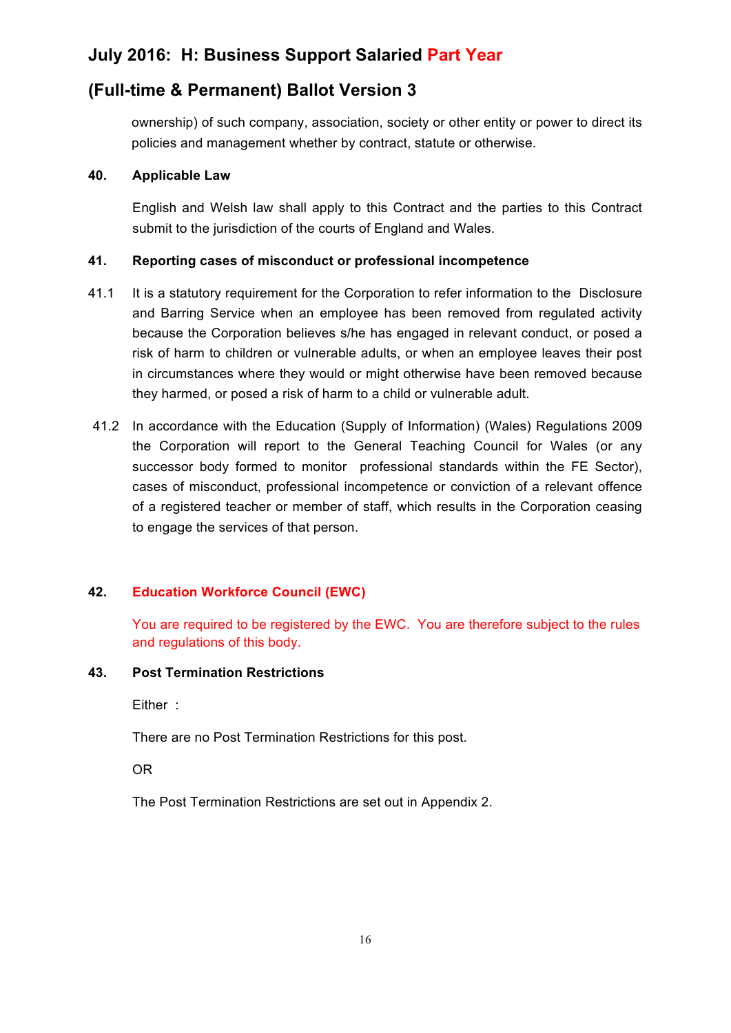ownership) of such company, association, society or other entity or power to direct its policies and management whether by contract, statute or otherwise.

**40. Applicable Law**

English and Welsh law shall apply to this Contract and the parties to this Contract submit to the jurisdiction of the courts of England and Wales.

**41. Reporting cases of misconduct or professional incompetence**

41.1 It is a statutory requirement for the Corporation to refer information to the Disclosure and Barring Service when an employee has been removed from regulated activity because the Corporation believes s/he has engaged in relevant conduct, or posed a risk of harm to children or vulnerable adults, or when an employee leaves their post in circumstances where they would or might otherwise have been removed because they harmed, or posed a risk of harm to a child or vulnerable adult.

41.2 In accordance with the Education (Supply of Information) (Wales) Regulations 2009 the Corporation will report to the General Teaching Council for Wales (or any successor body formed to monitor professional standards within the FE Sector), cases of misconduct, professional incompetence or conviction of a relevant offence of a registered teacher or member of staff, which results in the Corporation ceasing to engage the services of that person.

**42. Education Workforce Council (EWC)**

You are required to be registered by the EWC. You are therefore subject to the rules and regulations of this body.

**43. Post Termination Restrictions**

Either :

There are no Post Termination Restrictions for this post.

OR

The Post Termination Restrictions are set out in Appendix 2.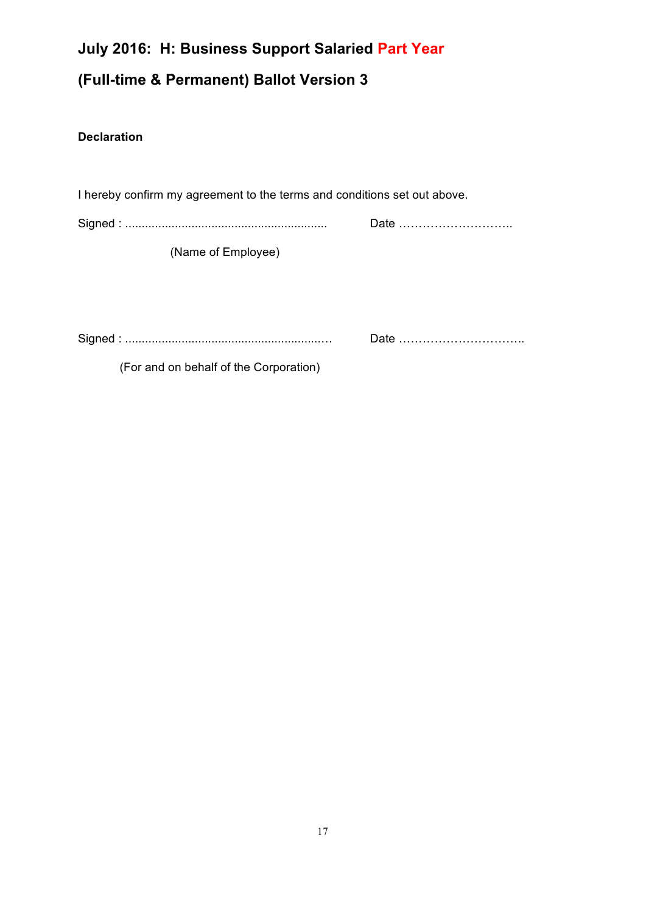## July 2016: H: Business Support Salaried Part Year

## (Full-time & Permanent) Ballot Version 3

**Declaration**

I hereby confirm my agreement to the terms and conditions set out above.

Signed : ............................................................ Date ………………………..

(Name of Employee)

Signed : ............................................................ Date …………………………..

(For and on behalf of the Corporation)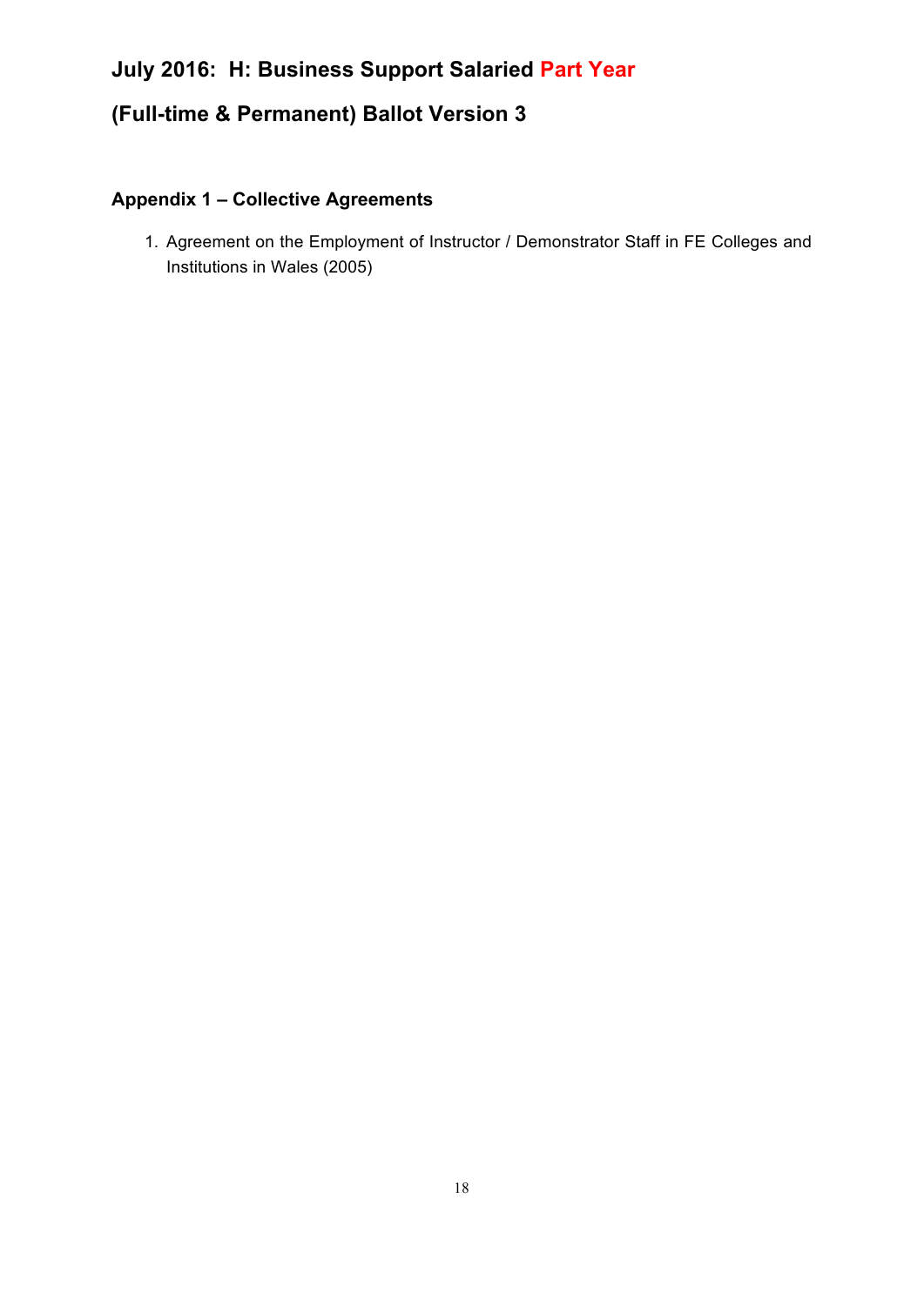## July 2016: H: Business Support Salaried Part Year

## (Full-time & Permanent) Ballot Version 3

### Appendix 1 – Collective Agreements

1. Agreement on the Employment of Instructor / Demonstrator Staff in FE Colleges and Institutions in Wales (2005)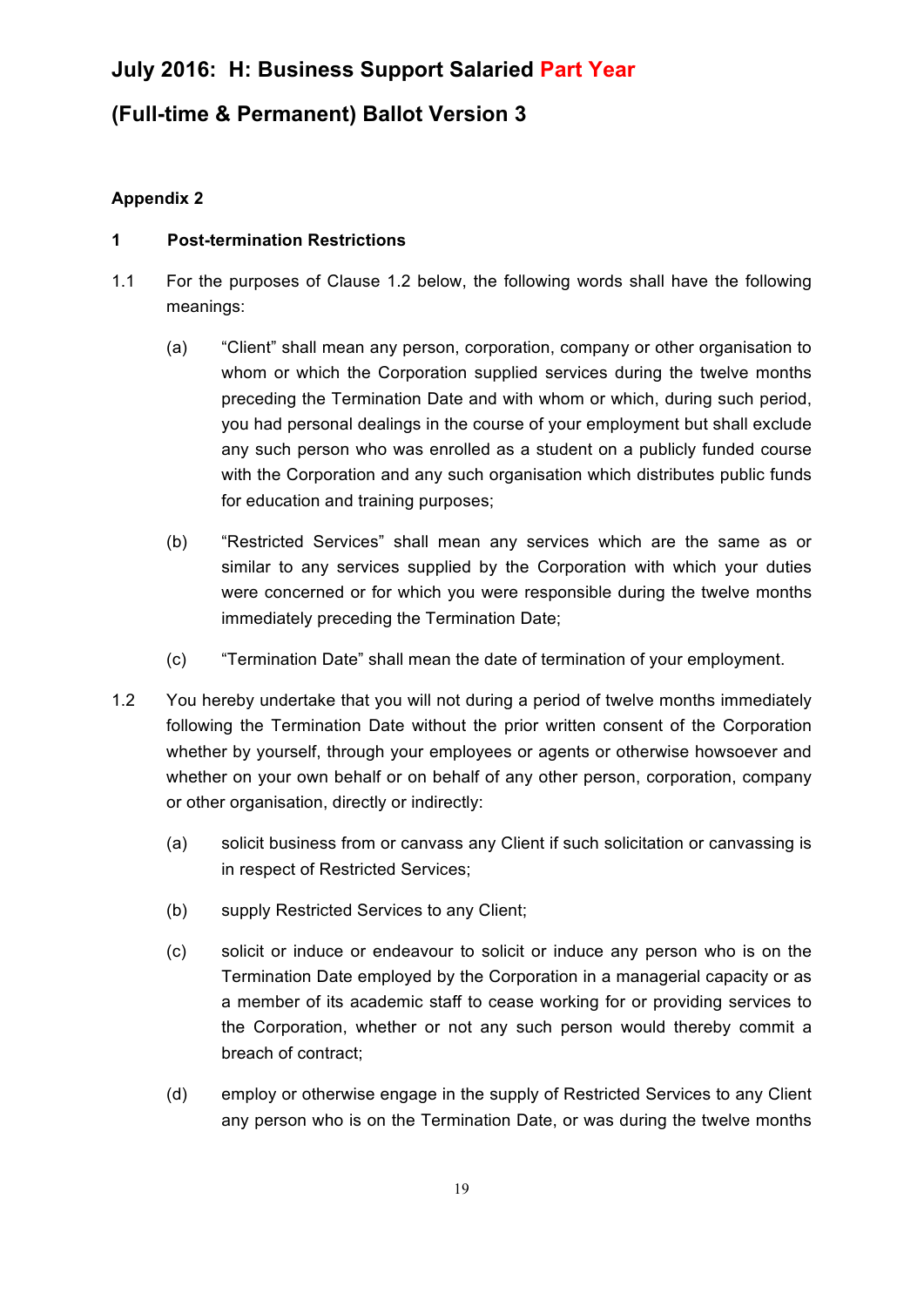# July 2016: H: Business Support Salaried Part Year

# (Full-time & Permanent) Ballot Version 3

**Appendix 2**

**1 Post-termination Restrictions**

1.1 For the purposes of Clause 1.2 below, the following words shall have the following meanings:

(a) "Client" shall mean any person, corporation, company or other organisation to whom or which the Corporation supplied services during the twelve months preceding the Termination Date and with whom or which, during such period, you had personal dealings in the course of your employment but shall exclude any such person who was enrolled as a student on a publicly funded course with the Corporation and any such organisation which distributes public funds for education and training purposes;

(b) "Restricted Services" shall mean any services which are the same as or similar to any services supplied by the Corporation with which your duties were concerned or for which you were responsible during the twelve months immediately preceding the Termination Date;

(c) "Termination Date" shall mean the date of termination of your employment.

1.2 You hereby undertake that you will not during a period of twelve months immediately following the Termination Date without the prior written consent of the Corporation whether by yourself, through your employees or agents or otherwise howsoever and whether on your own behalf or on behalf of any other person, corporation, company or other organisation, directly or indirectly:

(a) solicit business from or canvass any Client if such solicitation or canvassing is in respect of Restricted Services;

(b) supply Restricted Services to any Client;

(c) solicit or induce or endeavour to solicit or induce any person who is on the Termination Date employed by the Corporation in a managerial capacity or as a member of its academic staff to cease working for or providing services to the Corporation, whether or not any such person would thereby commit a breach of contract;

(d) employ or otherwise engage in the supply of Restricted Services to any Client any person who is on the Termination Date, or was during the twelve months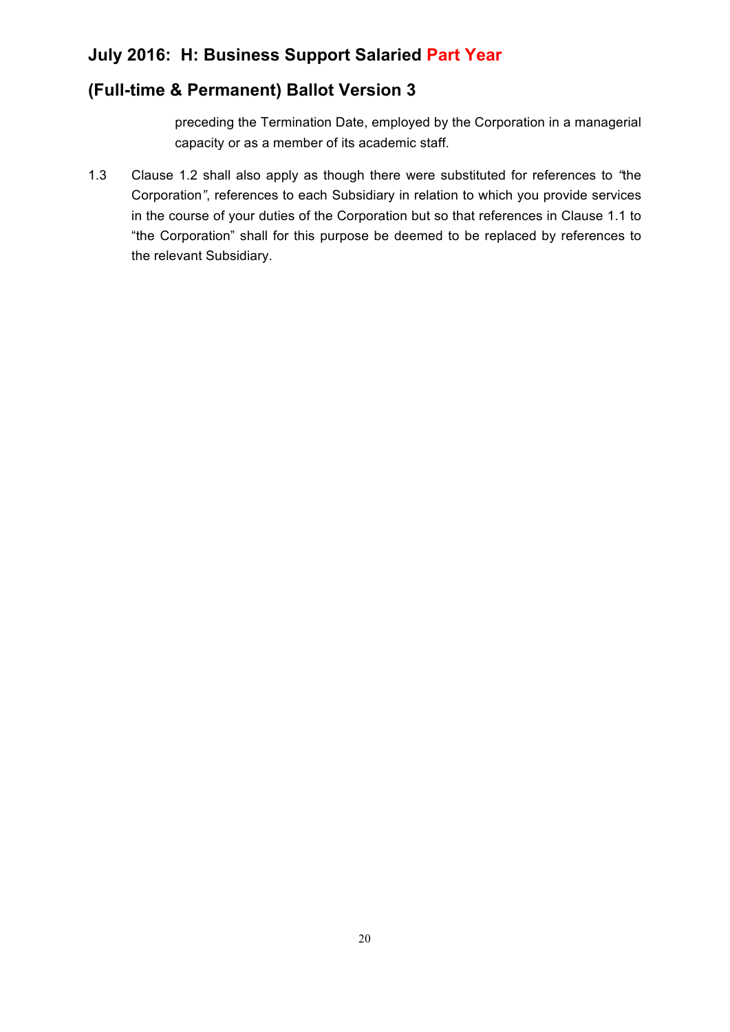preceding the Termination Date, employed by the Corporation in a managerial capacity or as a member of its academic staff.

1.3 Clause 1.2 shall also apply as though there were substituted for references to "the Corporation", references to each Subsidiary in relation to which you provide services in the course of your duties of the Corporation but so that references in Clause 1.1 to "the Corporation" shall for this purpose be deemed to be replaced by references to the relevant Subsidiary.